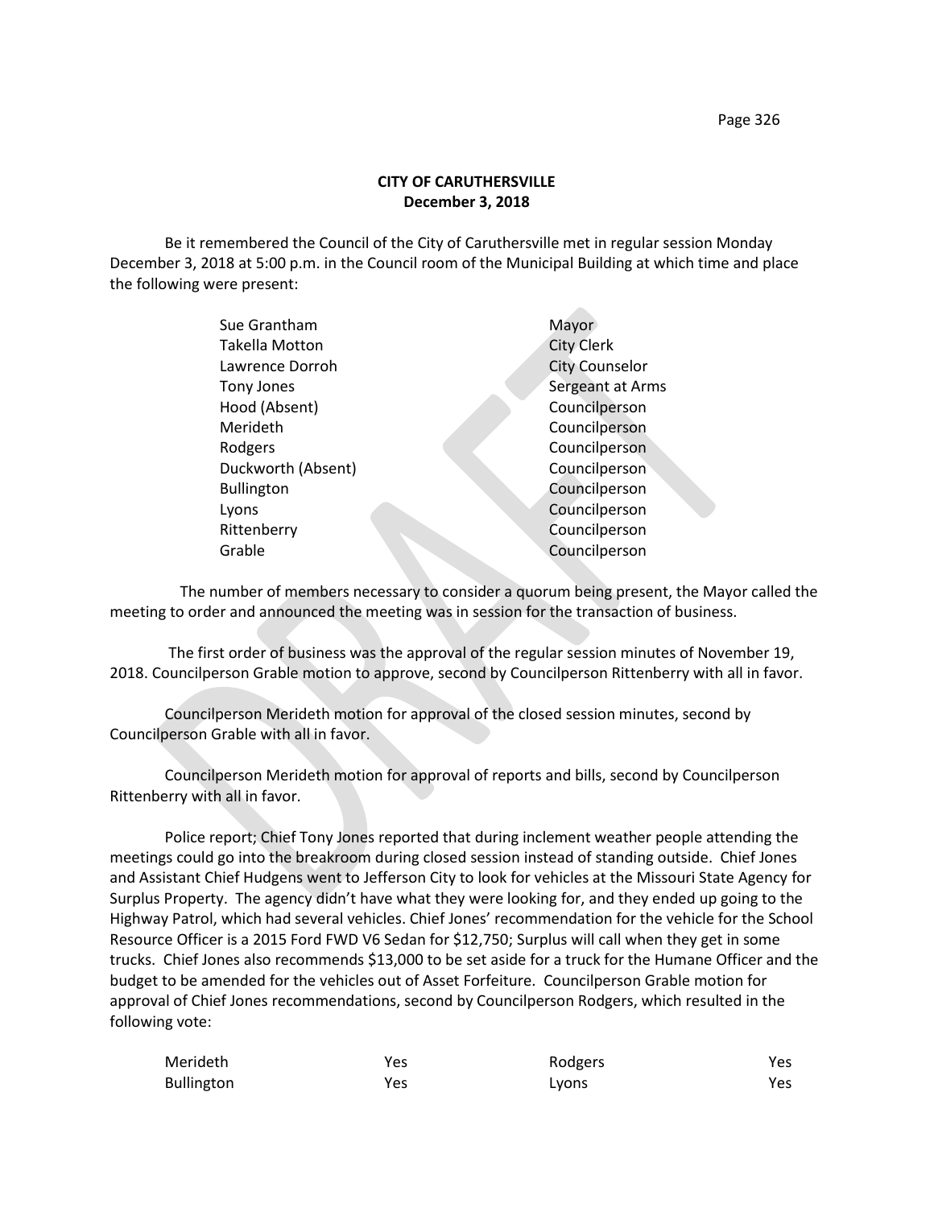**CITY OF CARUTHERSVILLE**
**December 3, 2018**

Be it remembered the Council of the City of Caruthersville met in regular session Monday December 3, 2018 at 5:00 p.m. in the Council room of the Municipal Building at which time and place the following were present:

| | |
|---|---|
| Sue Grantham | Mayor |
| Takella Motton | City Clerk |
| Lawrence Dorroh | City Counselor |
| Tony Jones | Sergeant at Arms |
| Hood (Absent) | Councilperson |
| Merideth | Councilperson |
| Rodgers | Councilperson |
| Duckworth (Absent) | Councilperson |
| Bullington | Councilperson |
| Lyons | Councilperson |
| Rittenberry | Councilperson |
| Grable | Councilperson |

The number of members necessary to consider a quorum being present, the Mayor called the meeting to order and announced the meeting was in session for the transaction of business.

The first order of business was the approval of the regular session minutes of November 19, 2018. Councilperson Grable motion to approve, second by Councilperson Rittenberry with all in favor.

Councilperson Merideth motion for approval of the closed session minutes, second by Councilperson Grable with all in favor.

Councilperson Merideth motion for approval of reports and bills, second by Councilperson Rittenberry with all in favor.

Police report; Chief Tony Jones reported that during inclement weather people attending the meetings could go into the breakroom during closed session instead of standing outside. Chief Jones and Assistant Chief Hudgens went to Jefferson City to look for vehicles at the Missouri State Agency for Surplus Property. The agency didn't have what they were looking for, and they ended up going to the Highway Patrol, which had several vehicles. Chief Jones' recommendation for the vehicle for the School Resource Officer is a 2015 Ford FWD V6 Sedan for $12,750; Surplus will call when they get in some trucks. Chief Jones also recommends $13,000 to be set aside for a truck for the Humane Officer and the budget to be amended for the vehicles out of Asset Forfeiture. Councilperson Grable motion for approval of Chief Jones recommendations, second by Councilperson Rodgers, which resulted in the following vote:

| | | | |
|---|---|---|---|
| Merideth | Yes | Rodgers | Yes |
| Bullington | Yes | Lyons | Yes |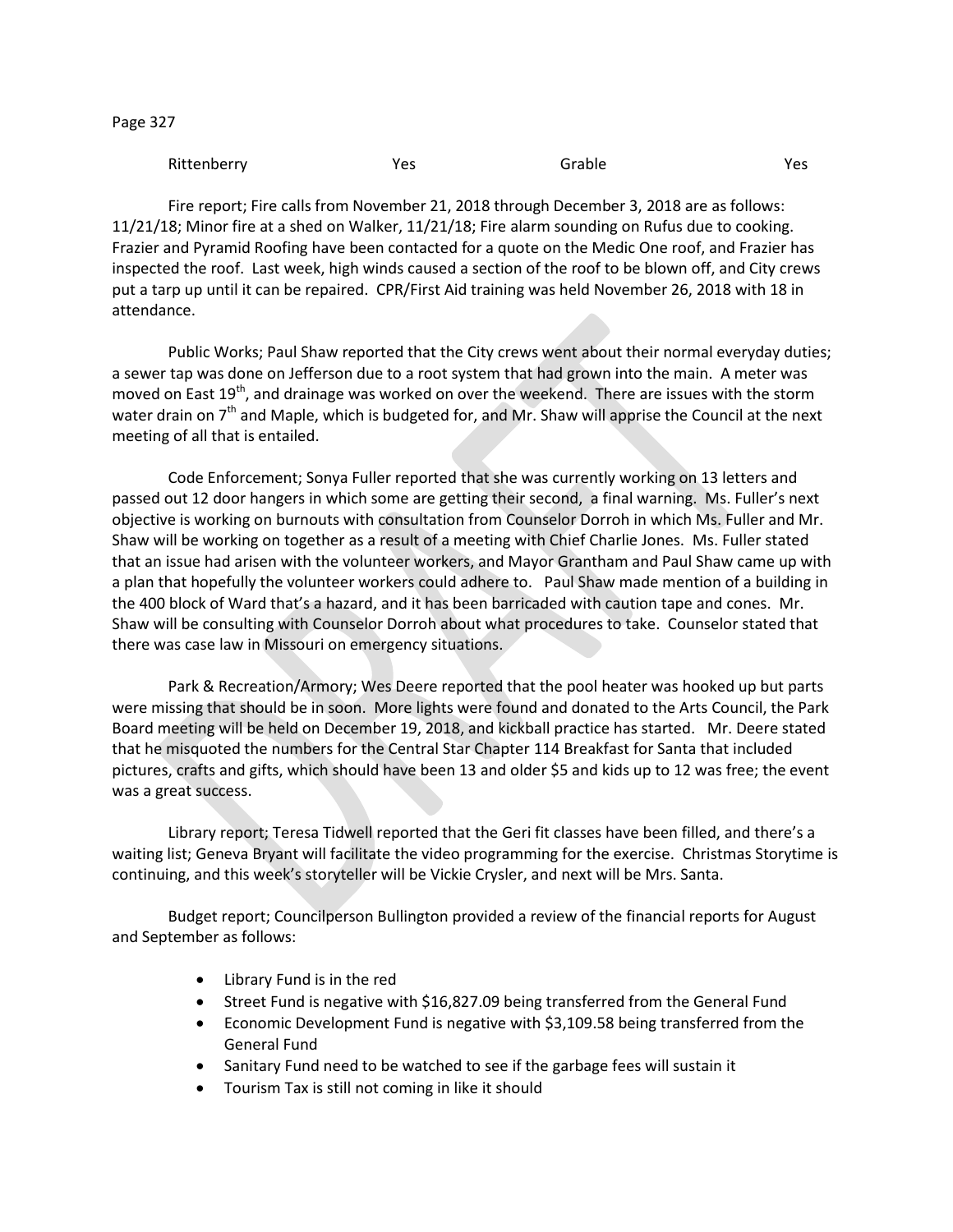| Rittenberry | Yes | Grable | Yes |
|---|---|---|---|

Fire report; Fire calls from November 21, 2018 through December 3, 2018 are as follows: 11/21/18; Minor fire at a shed on Walker, 11/21/18; Fire alarm sounding on Rufus due to cooking. Frazier and Pyramid Roofing have been contacted for a quote on the Medic One roof, and Frazier has inspected the roof. Last week, high winds caused a section of the roof to be blown off, and City crews put a tarp up until it can be repaired. CPR/First Aid training was held November 26, 2018 with 18 in attendance.

Public Works; Paul Shaw reported that the City crews went about their normal everyday duties; a sewer tap was done on Jefferson due to a root system that had grown into the main. A meter was moved on East 19th, and drainage was worked on over the weekend. There are issues with the storm water drain on 7th and Maple, which is budgeted for, and Mr. Shaw will apprise the Council at the next meeting of all that is entailed.

Code Enforcement; Sonya Fuller reported that she was currently working on 13 letters and passed out 12 door hangers in which some are getting their second, a final warning. Ms. Fuller's next objective is working on burnouts with consultation from Counselor Dorroh in which Ms. Fuller and Mr. Shaw will be working on together as a result of a meeting with Chief Charlie Jones. Ms. Fuller stated that an issue had arisen with the volunteer workers, and Mayor Grantham and Paul Shaw came up with a plan that hopefully the volunteer workers could adhere to. Paul Shaw made mention of a building in the 400 block of Ward that's a hazard, and it has been barricaded with caution tape and cones. Mr. Shaw will be consulting with Counselor Dorroh about what procedures to take. Counselor stated that there was case law in Missouri on emergency situations.

Park & Recreation/Armory; Wes Deere reported that the pool heater was hooked up but parts were missing that should be in soon. More lights were found and donated to the Arts Council, the Park Board meeting will be held on December 19, 2018, and kickball practice has started. Mr. Deere stated that he misquoted the numbers for the Central Star Chapter 114 Breakfast for Santa that included pictures, crafts and gifts, which should have been 13 and older $5 and kids up to 12 was free; the event was a great success.

Library report; Teresa Tidwell reported that the Geri fit classes have been filled, and there's a waiting list; Geneva Bryant will facilitate the video programming for the exercise. Christmas Storytime is continuing, and this week's storyteller will be Vickie Crysler, and next will be Mrs. Santa.

Budget report; Councilperson Bullington provided a review of the financial reports for August and September as follows:

- Library Fund is in the red
- Street Fund is negative with $16,827.09 being transferred from the General Fund
- Economic Development Fund is negative with $3,109.58 being transferred from the General Fund
- Sanitary Fund need to be watched to see if the garbage fees will sustain it
- Tourism Tax is still not coming in like it should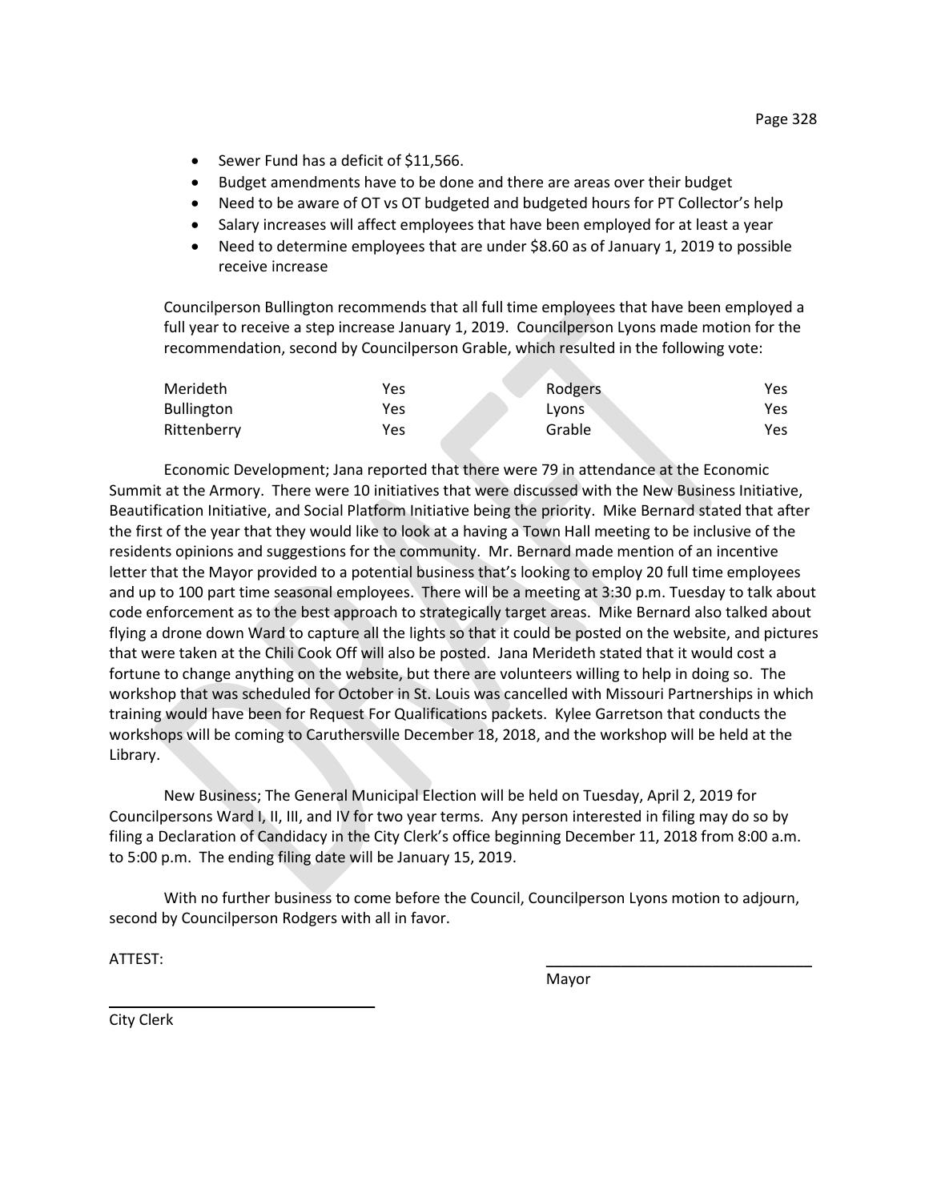- Sewer Fund has a deficit of $11,566.
- Budget amendments have to be done and there are areas over their budget
- Need to be aware of OT vs OT budgeted and budgeted hours for PT Collector's help
- Salary increases will affect employees that have been employed for at least a year
- Need to determine employees that are under $8.60 as of January 1, 2019 to possible receive increase

Councilperson Bullington recommends that all full time employees that have been employed a full year to receive a step increase January 1, 2019. Councilperson Lyons made motion for the recommendation, second by Councilperson Grable, which resulted in the following vote:

| | | | |
|---|---|---|---|
| Merideth | Yes | Rodgers | Yes |
| Bullington | Yes | Lyons | Yes |
| Rittenberry | Yes | Grable | Yes |

Economic Development; Jana reported that there were 79 in attendance at the Economic Summit at the Armory. There were 10 initiatives that were discussed with the New Business Initiative, Beautification Initiative, and Social Platform Initiative being the priority. Mike Bernard stated that after the first of the year that they would like to look at a having a Town Hall meeting to be inclusive of the residents opinions and suggestions for the community. Mr. Bernard made mention of an incentive letter that the Mayor provided to a potential business that's looking to employ 20 full time employees and up to 100 part time seasonal employees. There will be a meeting at 3:30 p.m. Tuesday to talk about code enforcement as to the best approach to strategically target areas. Mike Bernard also talked about flying a drone down Ward to capture all the lights so that it could be posted on the website, and pictures that were taken at the Chili Cook Off will also be posted. Jana Merideth stated that it would cost a fortune to change anything on the website, but there are volunteers willing to help in doing so. The workshop that was scheduled for October in St. Louis was cancelled with Missouri Partnerships in which training would have been for Request For Qualifications packets. Kylee Garretson that conducts the workshops will be coming to Caruthersville December 18, 2018, and the workshop will be held at the Library.

New Business; The General Municipal Election will be held on Tuesday, April 2, 2019 for Councilpersons Ward I, II, III, and IV for two year terms. Any person interested in filing may do so by filing a Declaration of Candidacy in the City Clerk's office beginning December 11, 2018 from 8:00 a.m. to 5:00 p.m. The ending filing date will be January 15, 2019.

With no further business to come before the Council, Councilperson Lyons motion to adjourn, second by Councilperson Rodgers with all in favor.

ATTEST:

\_\_\_\_\_\_\_\_\_\_\_\_\_\_\_\_\_\_\_\_\_\_\_\_\_\_\_\_\_\_\_\_
Mayor

\_\_\_\_\_\_\_\_\_\_\_\_\_\_\_\_\_\_\_\_\_\_\_\_\_\_\_\_\_\_\_\_
City Clerk